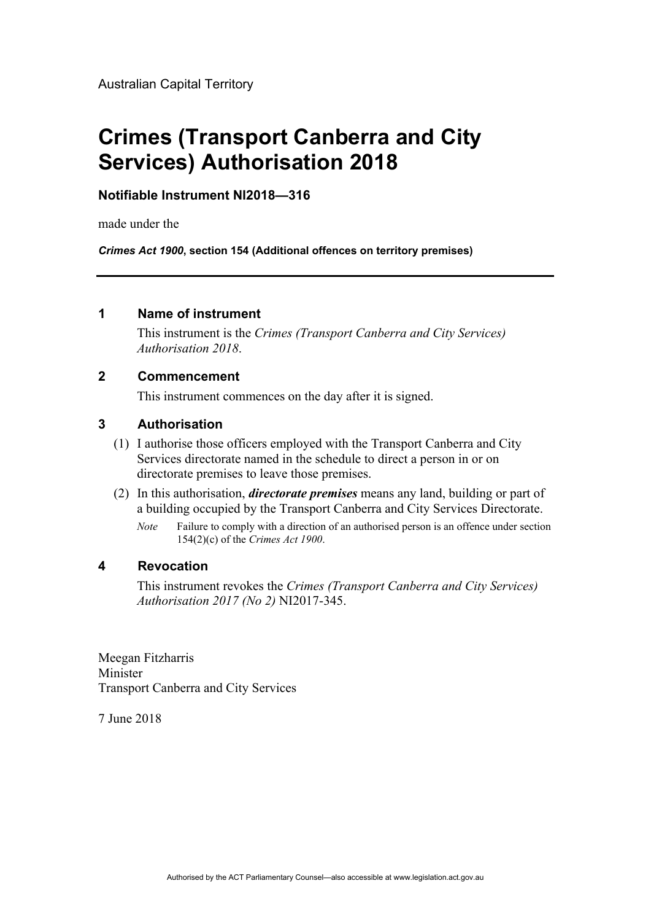Australian Capital Territory

# Crimes (Transport Canberra and City Services) Authorisation 2018

**Notifiable Instrument NI2018—316**

made under the

***Crimes Act 1900*, section 154 (Additional offences on territory premises)**

---

## 1 Name of instrument

This instrument is the *Crimes (Transport Canberra and City Services) Authorisation 2018*.

## 2 Commencement

This instrument commences on the day after it is signed.

## 3 Authorisation

(1) I authorise those officers employed with the Transport Canberra and City Services directorate named in the schedule to direct a person in or on directorate premises to leave those premises.

(2) In this authorisation, ***directorate premises*** means any land, building or part of a building occupied by the Transport Canberra and City Services Directorate.

*Note* Failure to comply with a direction of an authorised person is an offence under section 154(2)(c) of the *Crimes Act 1900*.

## 4 Revocation

This instrument revokes the *Crimes (Transport Canberra and City Services) Authorisation 2017 (No 2)* NI2017-345.

Meegan Fitzharris
Minister
Transport Canberra and City Services

7 June 2018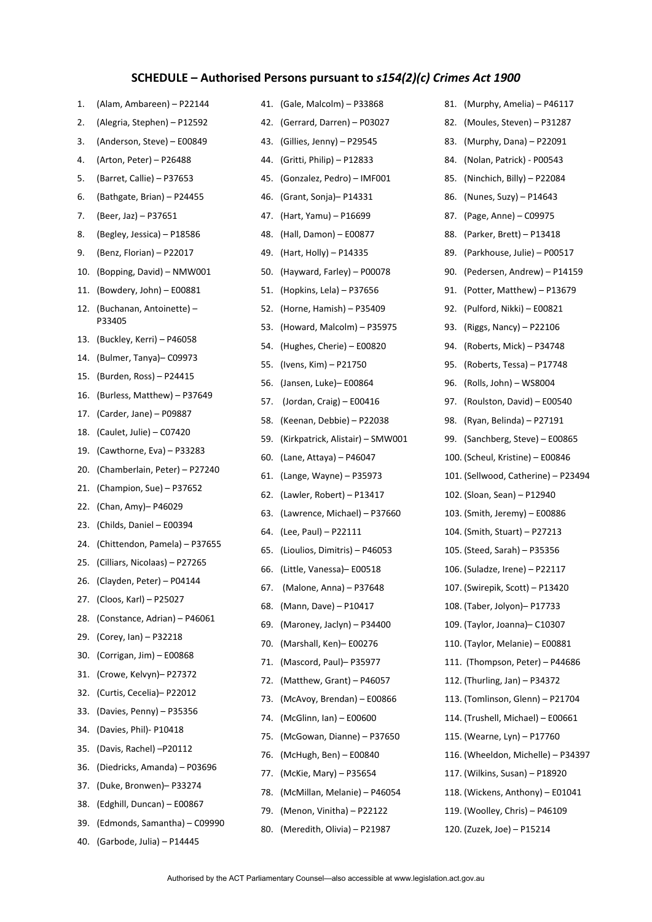## SCHEDULE – Authorised Persons pursuant to *s154(2)(c) Crimes Act 1900*

1. (Alam, Ambareen) – P22144
2. (Alegria, Stephen) – P12592
3. (Anderson, Steve) – E00849
4. (Arton, Peter) – P26488
5. (Barret, Callie) – P37653
6. (Bathgate, Brian) – P24455
7. (Beer, Jaz) – P37651
8. (Begley, Jessica) – P18586
9. (Benz, Florian) – P22017
10. (Bopping, David) – NMW001
11. (Bowdery, John) – E00881
12. (Buchanan, Antoinette) – P33405
13. (Buckley, Kerri) – P46058
14. (Bulmer, Tanya)– C09973
15. (Burden, Ross) – P24415
16. (Burless, Matthew) – P37649
17. (Carder, Jane) – P09887
18. (Caulet, Julie) – C07420
19. (Cawthorne, Eva) – P33283
20. (Chamberlain, Peter) – P27240
21. (Champion, Sue) – P37652
22. (Chan, Amy)– P46029
23. (Childs, Daniel – E00394
24. (Chittendon, Pamela) – P37655
25. (Cilliars, Nicolaas) – P27265
26. (Clayden, Peter) – P04144
27. (Cloos, Karl) – P25027
28. (Constance, Adrian) – P46061
29. (Corey, Ian) – P32218
30. (Corrigan, Jim) – E00868
31. (Crowe, Kelvyn)– P27372
32. (Curtis, Cecelia)– P22012
33. (Davies, Penny) – P35356
34. (Davies, Phil)- P10418
35. (Davis, Rachel) –P20112
36. (Diedricks, Amanda) – P03696
37. (Duke, Bronwen)– P33274
38. (Edghill, Duncan) – E00867
39. (Edmonds, Samantha) – C09990
40. (Garbode, Julia) – P14445
41. (Gale, Malcolm) – P33868
42. (Gerrard, Darren) – P03027
43. (Gillies, Jenny) – P29545
44. (Gritti, Philip) – P12833
45. (Gonzalez, Pedro) – IMF001
46. (Grant, Sonja)– P14331
47. (Hart, Yamu) – P16699
48. (Hall, Damon) – E00877
49. (Hart, Holly) – P14335
50. (Hayward, Farley) – P00078
51. (Hopkins, Lela) – P37656
52. (Horne, Hamish) – P35409
53. (Howard, Malcolm) – P35975
54. (Hughes, Cherie) – E00820
55. (Ivens, Kim) – P21750
56. (Jansen, Luke)– E00864
57. (Jordan, Craig) – E00416
58. (Keenan, Debbie) – P22038
59. (Kirkpatrick, Alistair) – SMW001
60. (Lane, Attaya) – P46047
61. (Lange, Wayne) – P35973
62. (Lawler, Robert) – P13417
63. (Lawrence, Michael) – P37660
64. (Lee, Paul) – P22111
65. (Lioulios, Dimitris) – P46053
66. (Little, Vanessa)– E00518
67. (Malone, Anna) – P37648
68. (Mann, Dave) – P10417
69. (Maroney, Jaclyn) – P34400
70. (Marshall, Ken)– E00276
71. (Mascord, Paul)– P35977
72. (Matthew, Grant) – P46057
73. (McAvoy, Brendan) – E00866
74. (McGlinn, Ian) – E00600
75. (McGowan, Dianne) – P37650
76. (McHugh, Ben) – E00840
77. (McKie, Mary) – P35654
78. (McMillan, Melanie) – P46054
79. (Menon, Vinitha) – P22122
80. (Meredith, Olivia) – P21987
81. (Murphy, Amelia) – P46117
82. (Moules, Steven) – P31287
83. (Murphy, Dana) – P22091
84. (Nolan, Patrick) - P00543
85. (Ninchich, Billy) – P22084
86. (Nunes, Suzy) – P14643
87. (Page, Anne) – C09975
88. (Parker, Brett) – P13418
89. (Parkhouse, Julie) – P00517
90. (Pedersen, Andrew) – P14159
91. (Potter, Matthew) – P13679
92. (Pulford, Nikki) – E00821
93. (Riggs, Nancy) – P22106
94. (Roberts, Mick) – P34748
95. (Roberts, Tessa) – P17748
96. (Rolls, John) – WS8004
97. (Roulston, David) – E00540
98. (Ryan, Belinda) – P27191
99. (Sanchberg, Steve) – E00865
100. (Scheul, Kristine) – E00846
101. (Sellwood, Catherine) – P23494
102. (Sloan, Sean) – P12940
103. (Smith, Jeremy) – E00886
104. (Smith, Stuart) – P27213
105. (Steed, Sarah) – P35356
106. (Suladze, Irene) – P22117
107. (Swirepik, Scott) – P13420
108. (Taber, Jolyon)– P17733
109. (Taylor, Joanna)– C10307
110. (Taylor, Melanie) – E00881
111. (Thompson, Peter) – P44686
112. (Thurling, Jan) – P34372
113. (Tomlinson, Glenn) – P21704
114. (Trushell, Michael) – E00661
115. (Wearne, Lyn) – P17760
116. (Wheeldon, Michelle) – P34397
117. (Wilkins, Susan) – P18920
118. (Wickens, Anthony) – E01041
119. (Woolley, Chris) – P46109
120. (Zuzek, Joe) – P15214